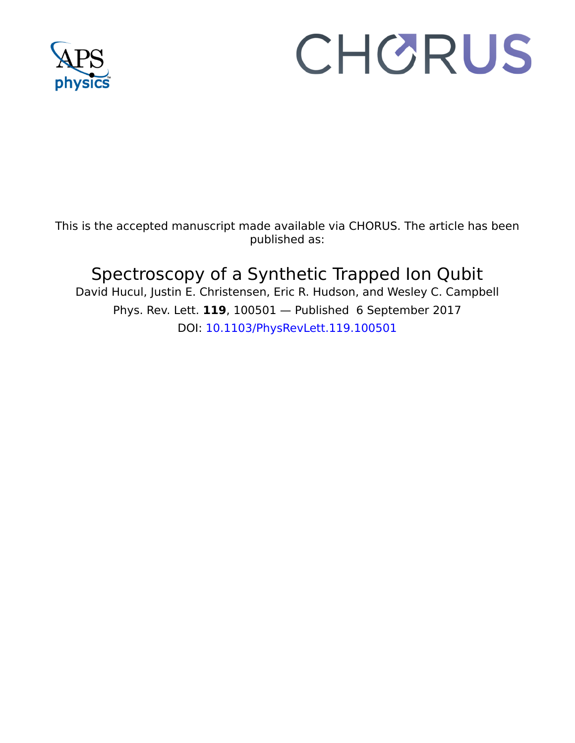This is the accepted manuscript made available via CHORUS. The article has been published as:

# Spectroscopy of a Synthetic Trapped Ion Qubit

David Hucul, Justin E. Christensen, Eric R. Hudson, and Wesley C. Campbell

Phys. Rev. Lett. **119**, 100501 — Published 6 September 2017

DOI: 10.1103/PhysRevLett.119.100501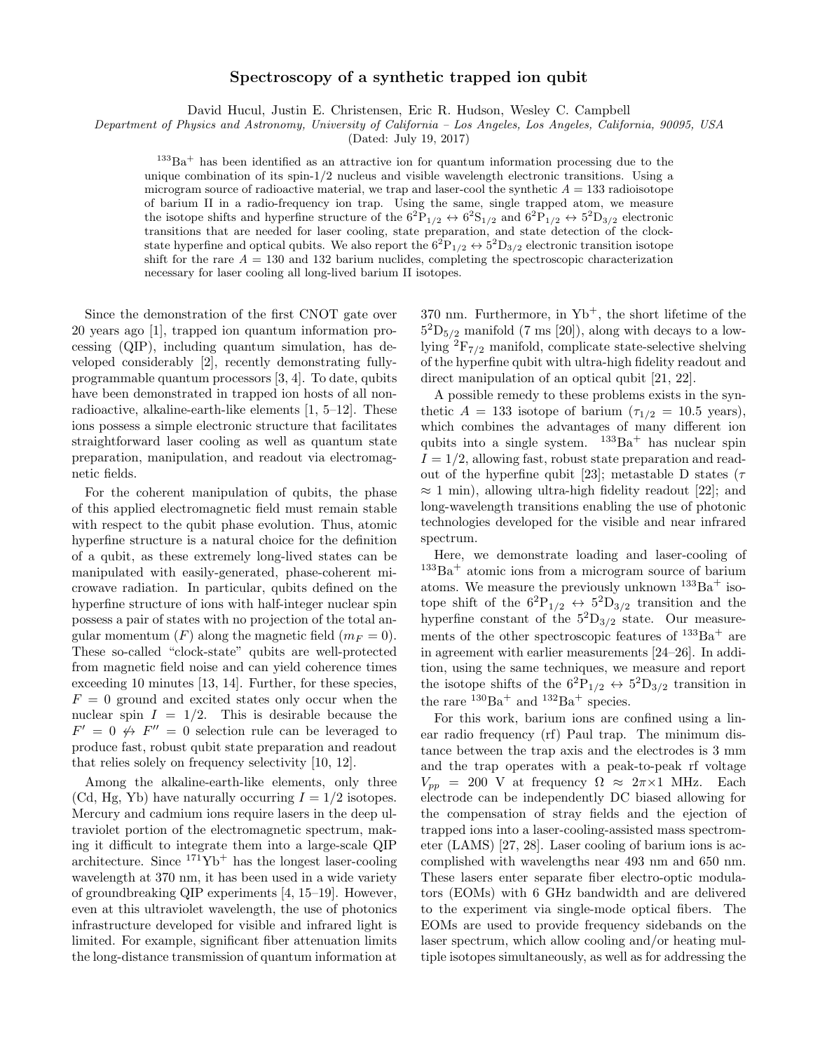# Spectroscopy of a synthetic trapped ion qubit

David Hucul, Justin E. Christensen, Eric R. Hudson, Wesley C. Campbell

*Department of Physics and Astronomy, University of California – Los Angeles, Los Angeles, California, 90095, USA*

(Dated: July 19, 2017)

$^{133}Ba^+$ has been identified as an attractive ion for quantum information processing due to the unique combination of its spin-1/2 nucleus and visible wavelength electronic transitions. Using a microgram source of radioactive material, we trap and laser-cool the synthetic $A = 133$ radioisotope of barium II in a radio-frequency ion trap. Using the same, single trapped atom, we measure the isotope shifts and hyperfine structure of the $6^2P_{1/2} \leftrightarrow 6^2S_{1/2}$ and $6^2P_{1/2} \leftrightarrow 5^2D_{3/2}$ electronic transitions that are needed for laser cooling, state preparation, and state detection of the clock-state hyperfine and optical qubits. We also report the $6^2P_{1/2} \leftrightarrow 5^2D_{3/2}$ electronic transition isotope shift for the rare $A = 130$ and 132 barium nuclides, completing the spectroscopic characterization necessary for laser cooling all long-lived barium II isotopes.

Since the demonstration of the first CNOT gate over 20 years ago [1], trapped ion quantum information processing (QIP), including quantum simulation, has developed considerably [2], recently demonstrating fully-programmable quantum processors [3, 4]. To date, qubits have been demonstrated in trapped ion hosts of all non-radioactive, alkaline-earth-like elements [1, 5–12]. These ions possess a simple electronic structure that facilitates straightforward laser cooling as well as quantum state preparation, manipulation, and readout via electromagnetic fields.

For the coherent manipulation of qubits, the phase of this applied electromagnetic field must remain stable with respect to the qubit phase evolution. Thus, atomic hyperfine structure is a natural choice for the definition of a qubit, as these extremely long-lived states can be manipulated with easily-generated, phase-coherent microwave radiation. In particular, qubits defined on the hyperfine structure of ions with half-integer nuclear spin possess a pair of states with no projection of the total angular momentum ($F$) along the magnetic field ($m_F = 0$). These so-called "clock-state" qubits are well-protected from magnetic field noise and can yield coherence times exceeding 10 minutes [13, 14]. Further, for these species, $F = 0$ ground and excited states only occur when the nuclear spin $I = 1/2$. This is desirable because the $F' = 0 \not\leftrightarrow F'' = 0$ selection rule can be leveraged to produce fast, robust qubit state preparation and readout that relies solely on frequency selectivity [10, 12].

Among the alkaline-earth-like elements, only three (Cd, Hg, Yb) have naturally occurring $I = 1/2$ isotopes. Mercury and cadmium ions require lasers in the deep ultraviolet portion of the electromagnetic spectrum, making it difficult to integrate them into a large-scale QIP architecture. Since $^{171}Yb^+$ has the longest laser-cooling wavelength at 370 nm, it has been used in a wide variety of groundbreaking QIP experiments [4, 15–19]. However, even at this ultraviolet wavelength, the use of photonics infrastructure developed for visible and infrared light is limited. For example, significant fiber attenuation limits the long-distance transmission of quantum information at 370 nm. Furthermore, in $Yb^+$, the short lifetime of the $5^2D_{5/2}$ manifold (7 ms [20]), along with decays to a low-lying $^2F_{7/2}$ manifold, complicate state-selective shelving of the hyperfine qubit with ultra-high fidelity readout and direct manipulation of an optical qubit [21, 22].

A possible remedy to these problems exists in the synthetic $A = 133$ isotope of barium ($\tau_{1/2} = 10.5$ years), which combines the advantages of many different ion qubits into a single system. $^{133}Ba^+$ has nuclear spin $I = 1/2$, allowing fast, robust state preparation and readout of the hyperfine qubit [23]; metastable D states ($\tau \approx 1$ min), allowing ultra-high fidelity readout [22]; and long-wavelength transitions enabling the use of photonic technologies developed for the visible and near infrared spectrum.

Here, we demonstrate loading and laser-cooling of $^{133}Ba^+$ atomic ions from a microgram source of barium atoms. We measure the previously unknown $^{133}Ba^+$ isotope shift of the $6^2P_{1/2} \leftrightarrow 5^2D_{3/2}$ transition and the hyperfine constant of the $5^2D_{3/2}$ state. Our measurements of the other spectroscopic features of $^{133}Ba^+$ are in agreement with earlier measurements [24–26]. In addition, using the same techniques, we measure and report the isotope shifts of the $6^2P_{1/2} \leftrightarrow 5^2D_{3/2}$ transition in the rare $^{130}Ba^+$ and $^{132}Ba^+$ species.

For this work, barium ions are confined using a linear radio frequency (rf) Paul trap. The minimum distance between the trap axis and the electrodes is 3 mm and the trap operates with a peak-to-peak rf voltage $V_{pp} = 200$ V at frequency $\Omega \approx 2\pi\times1$ MHz. Each electrode can be independently DC biased allowing for the compensation of stray fields and the ejection of trapped ions into a laser-cooling-assisted mass spectrometer (LAMS) [27, 28]. Laser cooling of barium ions is accomplished with wavelengths near 493 nm and 650 nm. These lasers enter separate fiber electro-optic modulators (EOMs) with 6 GHz bandwidth and are delivered to the experiment via single-mode optical fibers. The EOMs are used to provide frequency sidebands on the laser spectrum, which allow cooling and/or heating multiple isotopes simultaneously, as well as for addressing the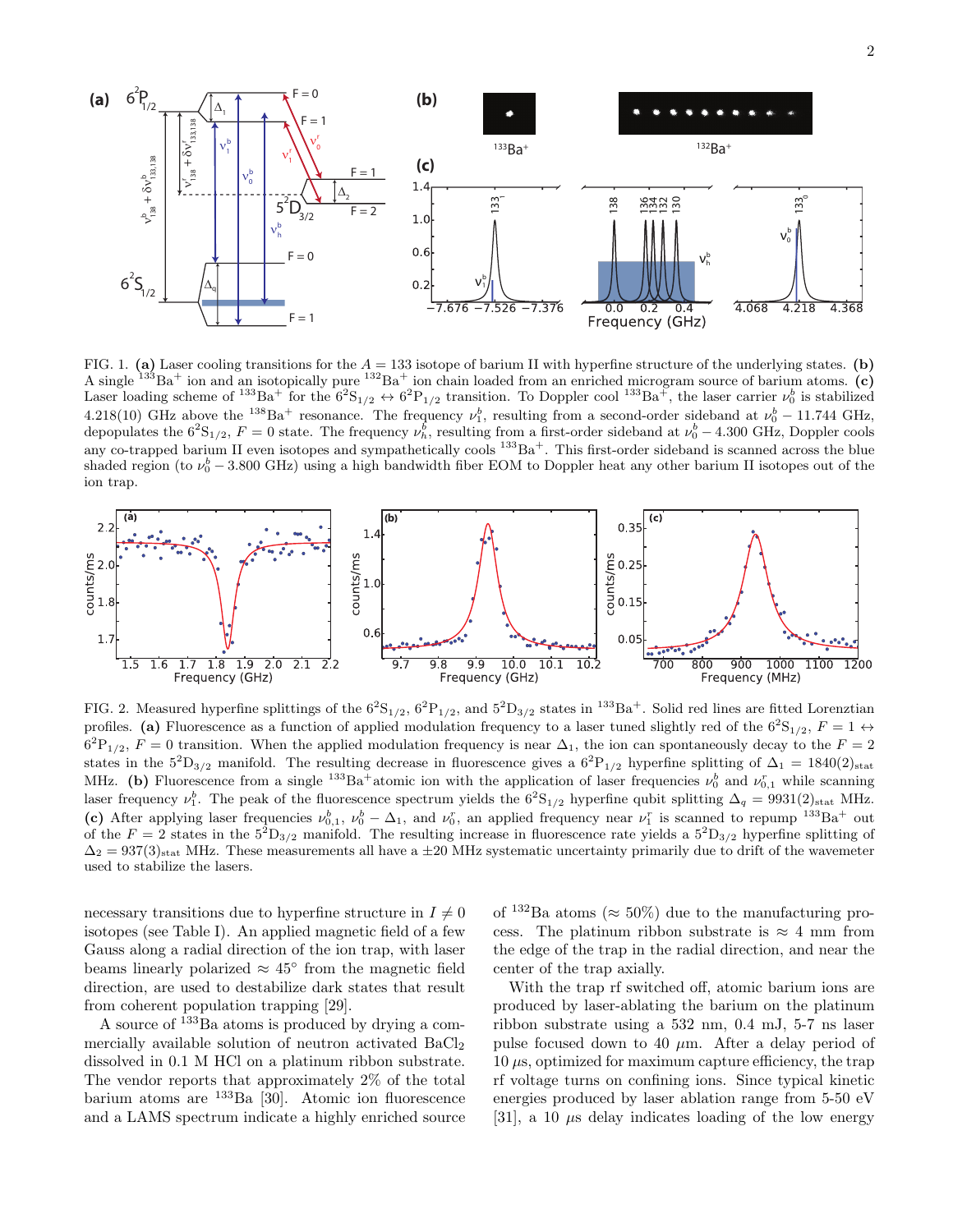FIG. 1. **(a)** Laser cooling transitions for the $A = 133$ isotope of barium II with hyperfine structure of the underlying states. **(b)** A single $^{133}Ba^+$ ion and an isotopically pure $^{132}Ba^+$ ion chain loaded from an enriched microgram source of barium atoms. **(c)** Laser loading scheme of $^{133}Ba^+$ for the $6^2S_{1/2} \leftrightarrow 6^2P_{1/2}$ transition. To Doppler cool $^{133}Ba^+$, the laser carrier $\nu_0^b$ is stabilized 4.218(10) GHz above the $^{138}Ba^+$ resonance. The frequency $\nu_1^b$, resulting from a second-order sideband at $\nu_0^b - 11.744$ GHz, depopulates the $6^2S_{1/2}$, $F = 0$ state. The frequency $\nu_h^b$, resulting from a first-order sideband at $\nu_0^b - 4.300$ GHz, Doppler cools any co-trapped barium II even isotopes and sympathetically cools $^{133}Ba^+$. This first-order sideband is scanned across the blue shaded region (to $\nu_0^b - 3.800$ GHz) using a high bandwidth fiber EOM to Doppler heat any other barium II isotopes out of the ion trap.

FIG. 2. Measured hyperfine splittings of the $6^2S_{1/2}$, $6^2P_{1/2}$, and $5^2D_{3/2}$ states in $^{133}Ba^+$. Solid red lines are fitted Lorenztian profiles. **(a)** Fluorescence as a function of applied modulation frequency to a laser tuned slightly red of the $6^2S_{1/2}$, $F = 1 \leftrightarrow 6^2P_{1/2}$, $F = 0$ transition. When the applied modulation frequency is near $\Delta_1$, the ion can spontaneously decay to the $F = 2$ states in the $5^2D_{3/2}$ manifold. The resulting decrease in fluorescence gives a $6^2P_{1/2}$ hyperfine splitting of $\Delta_1 = 1840(2)_{\text{stat}}$ MHz. **(b)** Fluorescence from a single $^{133}Ba^+$atomic ion with the application of laser frequencies $\nu_0^b$ and $\nu_{0,1}^r$ while scanning laser frequency $\nu_1^b$. The peak of the fluorescence spectrum yields the $6^2S_{1/2}$ hyperfine qubit splitting $\Delta_q = 9931(2)_{\text{stat}}$ MHz. **(c)** After applying laser frequencies $\nu_{0,1}^b$, $\nu_0^b - \Delta_1$, and $\nu_0^r$, an applied frequency near $\nu_1^r$ is scanned to repump $^{133}Ba^+$ out of the $F = 2$ states in the $5^2D_{3/2}$ manifold. The resulting increase in fluorescence rate yields a $5^2D_{3/2}$ hyperfine splitting of $\Delta_2 = 937(3)_{\text{stat}}$ MHz. These measurements all have a $\pm 20$ MHz systematic uncertainty primarily due to drift of the wavemeter used to stabilize the lasers.

necessary transitions due to hyperfine structure in $I \neq 0$ isotopes (see Table I). An applied magnetic field of a few Gauss along a radial direction of the ion trap, with laser beams linearly polarized $\approx 45°$ from the magnetic field direction, are used to destabilize dark states that result from coherent population trapping [29].

A source of $^{133}Ba$ atoms is produced by drying a commercially available solution of neutron activated $BaCl_2$ dissolved in 0.1 M HCl on a platinum ribbon substrate. The vendor reports that approximately 2% of the total barium atoms are $^{133}Ba$ [30]. Atomic ion fluorescence and a LAMS spectrum indicate a highly enriched source of $^{132}Ba$ atoms ($\approx 50\%$) due to the manufacturing process. The platinum ribbon substrate is $\approx 4$ mm from the edge of the trap in the radial direction, and near the center of the trap axially.

With the trap rf switched off, atomic barium ions are produced by laser-ablating the barium on the platinum ribbon substrate using a 532 nm, 0.4 mJ, 5-7 ns laser pulse focused down to 40 $\mu$m. After a delay period of 10 $\mu$s, optimized for maximum capture efficiency, the trap rf voltage turns on confining ions. Since typical kinetic energies produced by laser ablation range from 5-50 eV [31], a 10 $\mu$s delay indicates loading of the low energy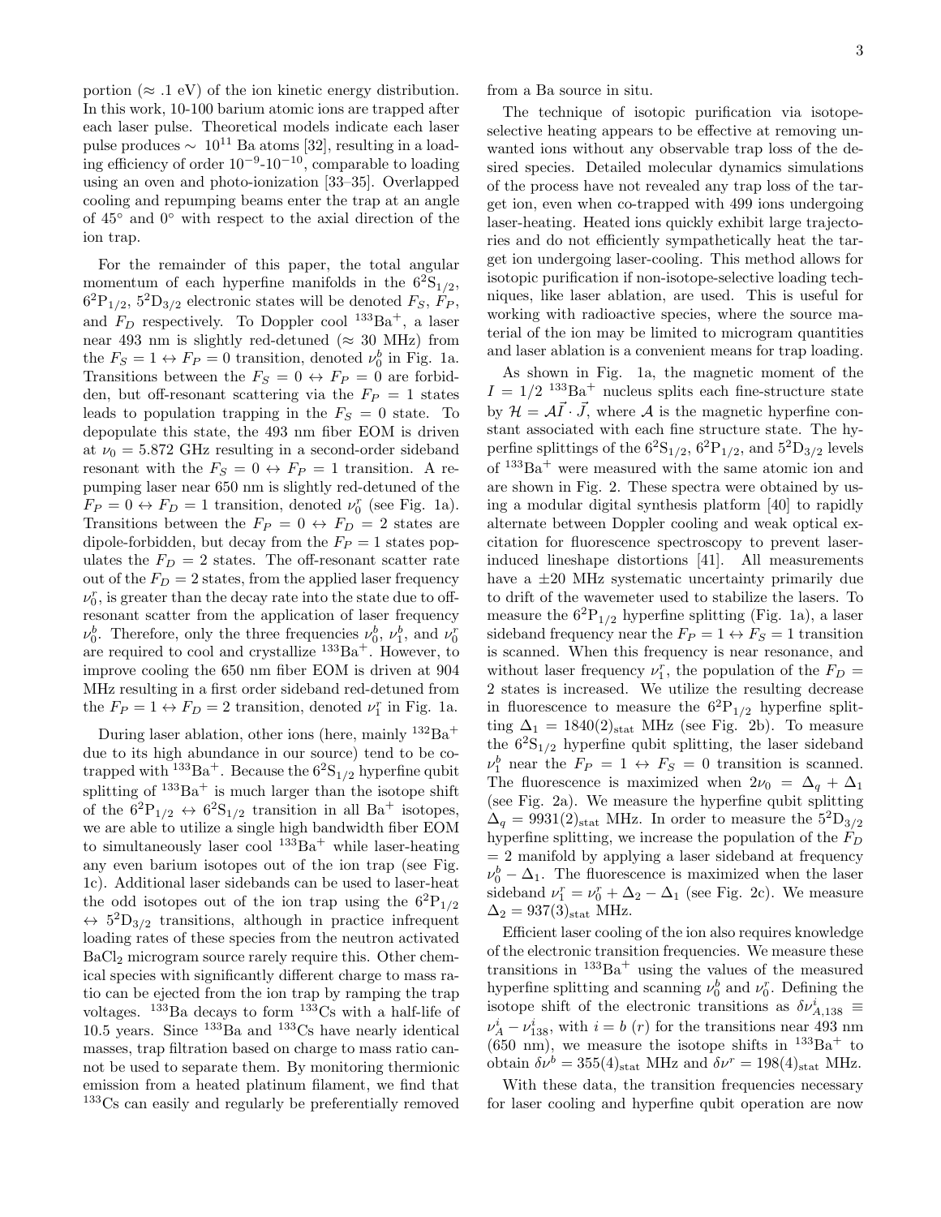portion (≈ .1 eV) of the ion kinetic energy distribution. In this work, 10-100 barium atomic ions are trapped after each laser pulse. Theoretical models indicate each laser pulse produces $\sim 10^{11}$ Ba atoms [32], resulting in a loading efficiency of order $10^{-9}$-$10^{-10}$, comparable to loading using an oven and photo-ionization [33–35]. Overlapped cooling and repumping beams enter the trap at an angle of 45° and 0° with respect to the axial direction of the ion trap.

For the remainder of this paper, the total angular momentum of each hyperfine manifolds in the $6^2S_{1/2}$, $6^2P_{1/2}$, $5^2D_{3/2}$ electronic states will be denoted $F_S$, $F_P$, and $F_D$ respectively. To Doppler cool $^{133}Ba^+$, a laser near 493 nm is slightly red-detuned (≈ 30 MHz) from the $F_S = 1 \leftrightarrow F_P = 0$ transition, denoted $\nu_0^b$ in Fig. 1a. Transitions between the $F_S = 0 \leftrightarrow F_P = 0$ are forbidden, but off-resonant scattering via the $F_P = 1$ states leads to population trapping in the $F_S = 0$ state. To depopulate this state, the 493 nm fiber EOM is driven at $\nu_0 = 5.872$ GHz resulting in a second-order sideband resonant with the $F_S = 0 \leftrightarrow F_P = 1$ transition. A repumping laser near 650 nm is slightly red-detuned of the $F_P = 0 \leftrightarrow F_D = 1$ transition, denoted $\nu_0^r$ (see Fig. 1a). Transitions between the $F_P = 0 \leftrightarrow F_D = 2$ states are dipole-forbidden, but decay from the $F_P = 1$ states populates the $F_D = 2$ states. The off-resonant scatter rate out of the $F_D = 2$ states, from the applied laser frequency $\nu_0^r$, is greater than the decay rate into the state due to off-resonant scatter from the application of laser frequency $\nu_0^b$. Therefore, only the three frequencies $\nu_0^b$, $\nu_1^b$, and $\nu_0^r$ are required to cool and crystallize $^{133}Ba^+$. However, to improve cooling the 650 nm fiber EOM is driven at 904 MHz resulting in a first order sideband red-detuned from the $F_P = 1 \leftrightarrow F_D = 2$ transition, denoted $\nu_1^r$ in Fig. 1a.

During laser ablation, other ions (here, mainly $^{132}Ba^+$ due to its high abundance in our source) tend to be co-trapped with $^{133}Ba^+$. Because the $6^2S_{1/2}$ hyperfine qubit splitting of $^{133}Ba^+$ is much larger than the isotope shift of the $6^2P_{1/2} \leftrightarrow 6^2S_{1/2}$ transition in all $Ba^+$ isotopes, we are able to utilize a single high bandwidth fiber EOM to simultaneously laser cool $^{133}Ba^+$ while laser-heating any even barium isotopes out of the ion trap (see Fig. 1c). Additional laser sidebands can be used to laser-heat the odd isotopes out of the ion trap using the $6^2P_{1/2} \leftrightarrow 5^2D_{3/2}$ transitions, although in practice infrequent loading rates of these species from the neutron activated $BaCl_2$ microgram source rarely require this. Other chemical species with significantly different charge to mass ratio can be ejected from the ion trap by ramping the trap voltages. $^{133}Ba$ decays to form $^{133}Cs$ with a half-life of 10.5 years. Since $^{133}Ba$ and $^{133}Cs$ have nearly identical masses, trap filtration based on charge to mass ratio cannot be used to separate them. By monitoring thermionic emission from a heated platinum filament, we find that $^{133}Cs$ can easily and regularly be preferentially removed from a Ba source in situ.

The technique of isotopic purification via isotope-selective heating appears to be effective at removing unwanted ions without any observable trap loss of the desired species. Detailed molecular dynamics simulations of the process have not revealed any trap loss of the target ion, even when co-trapped with 499 ions undergoing laser-heating. Heated ions quickly exhibit large trajectories and do not efficiently sympathetically heat the target ion undergoing laser-cooling. This method allows for isotopic purification if non-isotope-selective loading techniques, like laser ablation, are used. This is useful for working with radioactive species, where the source material of the ion may be limited to microgram quantities and laser ablation is a convenient means for trap loading.

As shown in Fig. 1a, the magnetic moment of the $I = 1/2$ $^{133}Ba^+$ nucleus splits each fine-structure state by $\mathcal{H} = \mathcal{A}\vec{I} \cdot \vec{J}$, where $\mathcal{A}$ is the magnetic hyperfine constant associated with each fine structure state. The hyperfine splittings of the $6^2S_{1/2}$, $6^2P_{1/2}$, and $5^2D_{3/2}$ levels of $^{133}Ba^+$ were measured with the same atomic ion and are shown in Fig. 2. These spectra were obtained by using a modular digital synthesis platform [40] to rapidly alternate between Doppler cooling and weak optical excitation for fluorescence spectroscopy to prevent laser-induced lineshape distortions [41]. All measurements have a ±20 MHz systematic uncertainty primarily due to drift of the wavemeter used to stabilize the lasers. To measure the $6^2P_{1/2}$ hyperfine splitting (Fig. 1a), a laser sideband frequency near the $F_P = 1 \leftrightarrow F_S = 1$ transition is scanned. When this frequency is near resonance, and without laser frequency $\nu_1^r$, the population of the $F_D = 2$ states is increased. We utilize the resulting decrease in fluorescence to measure the $6^2P_{1/2}$ hyperfine splitting $\Delta_1 = 1840(2)_{\rm stat}$ MHz (see Fig. 2b). To measure the $6^2S_{1/2}$ hyperfine qubit splitting, the laser sideband $\nu_1^b$ near the $F_P = 1 \leftrightarrow F_S = 0$ transition is scanned. The fluorescence is maximized when $2\nu_0 = \Delta_q + \Delta_1$ (see Fig. 2a). We measure the hyperfine qubit splitting $\Delta_q = 9931(2)_{\rm stat}$ MHz. In order to measure the $5^2D_{3/2}$ hyperfine splitting, we increase the population of the $F_D = 2$ manifold by applying a laser sideband at frequency $\nu_0^b - \Delta_1$. The fluorescence is maximized when the laser sideband $\nu_1^r = \nu_0^r + \Delta_2 - \Delta_1$ (see Fig. 2c). We measure $\Delta_2 = 937(3)_{\rm stat}$ MHz.

Efficient laser cooling of the ion also requires knowledge of the electronic transition frequencies. We measure these transitions in $^{133}Ba^+$ using the values of the measured hyperfine splitting and scanning $\nu_0^b$ and $\nu_0^r$. Defining the isotope shift of the electronic transitions as $\delta\nu^i_{A,138} \equiv \nu^i_A - \nu^i_{138}$, with $i = b$ ($r$) for the transitions near 493 nm (650 nm), we measure the isotope shifts in $^{133}Ba^+$ to obtain $\delta\nu^b = 355(4)_{\rm stat}$ MHz and $\delta\nu^r = 198(4)_{\rm stat}$ MHz.

With these data, the transition frequencies necessary for laser cooling and hyperfine qubit operation are now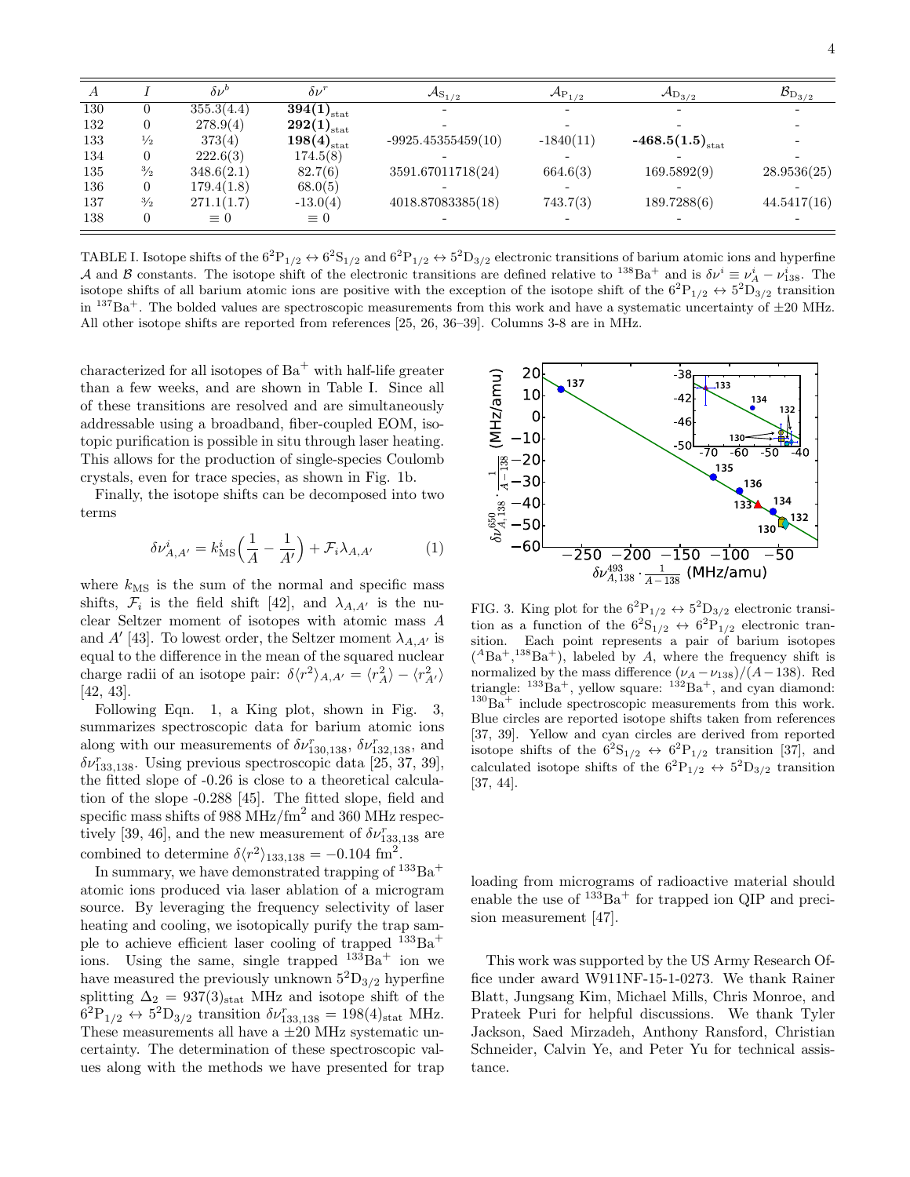| $A$ | $I$ | $\delta\nu^b$ | $\delta\nu^r$ | $\mathcal{A}_{\mathrm{S}_{1/2}}$ | $\mathcal{A}_{\mathrm{P}_{1/2}}$ | $\mathcal{A}_{\mathrm{D}_{3/2}}$ | $\mathcal{B}_{\mathrm{D}_{3/2}}$ |
|---|---|---|---|---|---|---|---|
| 130 | 0 | 355.3(4.4) | $\mathbf{394(1)}_{\mathrm{stat}}$ | - | - | - | - |
| 132 | 0 | 278.9(4) | $\mathbf{292(1)}_{\mathrm{stat}}$ | - | - | - | - |
| 133 | ½ | 373(4) | $\mathbf{198(4)}_{\mathrm{stat}}$ | -9925.45355459(10) | -1840(11) | $\mathbf{-468.5(1.5)}_{\mathrm{stat}}$ | - |
| 134 | 0 | 222.6(3) | 174.5(8) | - | - | - | - |
| 135 | ³⁄₂ | 348.6(2.1) | 82.7(6) | 3591.67011718(24) | 664.6(3) | 169.5892(9) | 28.9536(25) |
| 136 | 0 | 179.4(1.8) | 68.0(5) | - | - | - | - |
| 137 | ³⁄₂ | 271.1(1.7) | -13.0(4) | 4018.87083385(18) | 743.7(3) | 189.7288(6) | 44.5417(16) |
| 138 | 0 | $\equiv 0$ | $\equiv 0$ | - | - | - | - |

TABLE I. Isotope shifts of the $6^2\mathrm{P}_{1/2} \leftrightarrow 6^2\mathrm{S}_{1/2}$ and $6^2\mathrm{P}_{1/2} \leftrightarrow 5^2\mathrm{D}_{3/2}$ electronic transitions of barium atomic ions and hyperfine $\mathcal{A}$ and $\mathcal{B}$ constants. The isotope shift of the electronic transitions are defined relative to $^{138}\mathrm{Ba}^+$ and is $\delta\nu^i \equiv \nu^i_A - \nu^i_{138}$. The isotope shifts of all barium atomic ions are positive with the exception of the isotope shift of the $6^2\mathrm{P}_{1/2} \leftrightarrow 5^2\mathrm{D}_{3/2}$ transition in $^{137}\mathrm{Ba}^+$. The bolded values are spectroscopic measurements from this work and have a systematic uncertainty of $\pm 20$ MHz. All other isotope shifts are reported from references [25, 26, 36–39]. Columns 3-8 are in MHz.

characterized for all isotopes of $\mathrm{Ba}^+$ with half-life greater than a few weeks, and are shown in Table I. Since all of these transitions are resolved and are simultaneously addressable using a broadband, fiber-coupled EOM, isotopic purification is possible in situ through laser heating. This allows for the production of single-species Coulomb crystals, even for trace species, as shown in Fig. 1b.

Finally, the isotope shifts can be decomposed into two terms

$$\delta\nu^i_{A,A'} = k^i_{\mathrm{MS}}\Big(\frac{1}{A} - \frac{1}{A'}\Big) + \mathcal{F}_i \lambda_{A,A'} \tag{1}$$

where $k_{\mathrm{MS}}$ is the sum of the normal and specific mass shifts, $\mathcal{F}_i$ is the field shift [42], and $\lambda_{A,A'}$ is the nuclear Seltzer moment of isotopes with atomic mass $A$ and $A'$ [43]. To lowest order, the Seltzer moment $\lambda_{A,A'}$ is equal to the difference in the mean of the squared nuclear charge radii of an isotope pair: $\delta\langle r^2\rangle_{A,A'} = \langle r^2_A\rangle - \langle r^2_{A'}\rangle$ [42, 43].

Following Eqn. 1, a King plot, shown in Fig. 3, summarizes spectroscopic data for barium atomic ions along with our measurements of $\delta\nu^r_{130,138}$, $\delta\nu^r_{132,138}$, and $\delta\nu^r_{133,138}$. Using previous spectroscopic data [25, 37, 39], the fitted slope of -0.26 is close to a theoretical calculation of the slope -0.288 [45]. The fitted slope, field and specific mass shifts of 988 MHz/fm$^2$ and 360 MHz respectively [39, 46], and the new measurement of $\delta\nu^r_{133,138}$ are combined to determine $\delta\langle r^2\rangle_{133,138} = -0.104$ fm$^2$.

FIG. 3. King plot for the $6^2\mathrm{P}_{1/2} \leftrightarrow 5^2\mathrm{D}_{3/2}$ electronic transition as a function of the $6^2\mathrm{S}_{1/2} \leftrightarrow 6^2\mathrm{P}_{1/2}$ electronic transition. Each point represents a pair of barium isotopes ($^A\mathrm{Ba}^+$,$^{138}\mathrm{Ba}^+$), labeled by $A$, where the frequency shift is normalized by the mass difference $(\nu_A - \nu_{138})/(A - 138)$. Red triangle: $^{133}\mathrm{Ba}^+$, yellow square: $^{132}\mathrm{Ba}^+$, and cyan diamond: $^{130}\mathrm{Ba}^+$ include spectroscopic measurements from this work. Blue circles are reported isotope shifts taken from references [37, 39]. Yellow and cyan circles are derived from reported isotope shifts of the $6^2\mathrm{S}_{1/2} \leftrightarrow 6^2\mathrm{P}_{1/2}$ transition [37], and calculated isotope shifts of the $6^2\mathrm{P}_{1/2} \leftrightarrow 5^2\mathrm{D}_{3/2}$ transition [37, 44].

In summary, we have demonstrated trapping of $^{133}\mathrm{Ba}^+$ atomic ions produced via laser ablation of a microgram source. By leveraging the frequency selectivity of laser heating and cooling, we isotopically purify the trap sample to achieve efficient laser cooling of trapped $^{133}\mathrm{Ba}^+$ ions. Using the same, single trapped $^{133}\mathrm{Ba}^+$ ion we have measured the previously unknown $5^2\mathrm{D}_{3/2}$ hyperfine splitting $\Delta_2 = 937(3)_{\mathrm{stat}}$ MHz and isotope shift of the $6^2\mathrm{P}_{1/2} \leftrightarrow 5^2\mathrm{D}_{3/2}$ transition $\delta\nu^r_{133,138} = 198(4)_{\mathrm{stat}}$ MHz. These measurements all have a $\pm 20$ MHz systematic uncertainty. The determination of these spectroscopic values along with the methods we have presented for trap loading from micrograms of radioactive material should enable the use of $^{133}\mathrm{Ba}^+$ for trapped ion QIP and precision measurement [47].

This work was supported by the US Army Research Office under award W911NF-15-1-0273. We thank Rainer Blatt, Jungsang Kim, Michael Mills, Chris Monroe, and Prateek Puri for helpful discussions. We thank Tyler Jackson, Saed Mirzadeh, Anthony Ransford, Christian Schneider, Calvin Ye, and Peter Yu for technical assistance.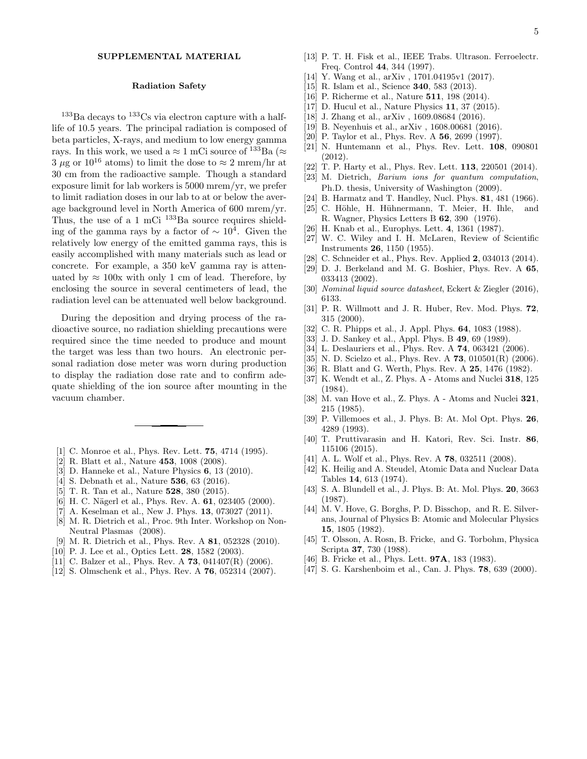## SUPPLEMENTAL MATERIAL

### Radiation Safety

$^{133}$Ba decays to $^{133}$Cs via electron capture with a half-life of 10.5 years. The principal radiation is composed of beta particles, X-rays, and medium to low energy gamma rays. In this work, we used a $\approx$ 1 mCi source of $^{133}$Ba ($\approx$ 3 $\mu$g or $10^{16}$ atoms) to limit the dose to $\approx$ 2 mrem/hr at 30 cm from the radioactive sample. Though a standard exposure limit for lab workers is 5000 mrem/yr, we prefer to limit radiation doses in our lab to at or below the average background level in North America of 600 mrem/yr. Thus, the use of a 1 mCi $^{133}$Ba source requires shielding of the gamma rays by a factor of $\sim 10^4$. Given the relatively low energy of the emitted gamma rays, this is easily accomplished with many materials such as lead or concrete. For example, a 350 keV gamma ray is attenuated by $\approx$ 100x with only 1 cm of lead. Therefore, by enclosing the source in several centimeters of lead, the radiation level can be attenuated well below background.

During the deposition and drying process of the radioactive source, no radiation shielding precautions were required since the time needed to produce and mount the target was less than two hours. An electronic personal radiation dose meter was worn during production to display the radiation dose rate and to confirm adequate shielding of the ion source after mounting in the vacuum chamber.

---

[1] C. Monroe et al., Phys. Rev. Lett. **75**, 4714 (1995).
[2] R. Blatt et al., Nature **453**, 1008 (2008).
[3] D. Hanneke et al., Nature Physics **6**, 13 (2010).
[4] S. Debnath et al., Nature **536**, 63 (2016).
[5] T. R. Tan et al., Nature **528**, 380 (2015).
[6] H. C. Nägerl et al., Phys. Rev. A. **61**, 023405 (2000).
[7] A. Keselman et al., New J. Phys. **13**, 073027 (2011).
[8] M. R. Dietrich et al., Proc. 9th Inter. Workshop on Non-Neutral Plasmas (2008).
[9] M. R. Dietrich et al., Phys. Rev. A **81**, 052328 (2010).
[10] P. J. Lee et al., Optics Lett. **28**, 1582 (2003).
[11] C. Balzer et al., Phys. Rev. A **73**, 041407(R) (2006).
[12] S. Olmschenk et al., Phys. Rev. A **76**, 052314 (2007).
[13] P. T. H. Fisk et al., IEEE Trabs. Ultrason. Ferroelectr. Freq. Control **44**, 344 (1997).
[14] Y. Wang et al., arXiv , 1701.04195v1 (2017).
[15] R. Islam et al., Science **340**, 583 (2013).
[16] P. Richerme et al., Nature **511**, 198 (2014).
[17] D. Hucul et al., Nature Physics **11**, 37 (2015).
[18] J. Zhang et al., arXiv , 1609.08684 (2016).
[19] B. Neyenhuis et al., arXiv , 1608.00681 (2016).
[20] P. Taylor et al., Phys. Rev. A **56**, 2699 (1997).
[21] N. Huntemann et al., Phys. Rev. Lett. **108**, 090801 (2012).
[22] T. P. Harty et al., Phys. Rev. Lett. **113**, 220501 (2014).
[23] M. Dietrich, *Barium ions for quantum computation*, Ph.D. thesis, University of Washington (2009).
[24] B. Harmatz and T. Handley, Nucl. Phys. **81**, 481 (1966).
[25] C. Höhle, H. Hühnermann, T. Meier, H. Ihle, and R. Wagner, Physics Letters B **62**, 390 (1976).
[26] H. Knab et al., Europhys. Lett. **4**, 1361 (1987).
[27] W. C. Wiley and I. H. McLaren, Review of Scientific Instruments **26**, 1150 (1955).
[28] C. Schneider et al., Phys. Rev. Applied **2**, 034013 (2014).
[29] D. J. Berkeland and M. G. Boshier, Phys. Rev. A **65**, 033413 (2002).
[30] *Nominal liquid source datasheet*, Eckert & Ziegler (2016), 6133.
[31] P. R. Willmott and J. R. Huber, Rev. Mod. Phys. **72**, 315 (2000).
[32] C. R. Phipps et al., J. Appl. Phys. **64**, 1083 (1988).
[33] J. D. Sankey et al., Appl. Phys. B **49**, 69 (1989).
[34] L. Deslauriers et al., Phys. Rev. A **74**, 063421 (2006).
[35] N. D. Scielzo et al., Phys. Rev. A **73**, 010501(R) (2006).
[36] R. Blatt and G. Werth, Phys. Rev. A **25**, 1476 (1982).
[37] K. Wendt et al., Z. Phys. A - Atoms and Nuclei **318**, 125 (1984).
[38] M. van Hove et al., Z. Phys. A - Atoms and Nuclei **321**, 215 (1985).
[39] P. Villemoes et al., J. Phys. B: At. Mol Opt. Phys. **26**, 4289 (1993).
[40] T. Pruttivarasin and H. Katori, Rev. Sci. Instr. **86**, 115106 (2015).
[41] A. L. Wolf et al., Phys. Rev. A **78**, 032511 (2008).
[42] K. Heilig and A. Steudel, Atomic Data and Nuclear Data Tables **14**, 613 (1974).
[43] S. A. Blundell et al., J. Phys. B: At. Mol. Phys. **20**, 3663 (1987).
[44] M. V. Hove, G. Borghs, P. D. Bisschop, and R. E. Silverans, Journal of Physics B: Atomic and Molecular Physics **15**, 1805 (1982).
[45] T. Olsson, A. Rosn, B. Fricke, and G. Torbohm, Physica Scripta **37**, 730 (1988).
[46] B. Fricke et al., Phys. Lett. **97A**, 183 (1983).
[47] S. G. Karshenboim et al., Can. J. Phys. **78**, 639 (2000).